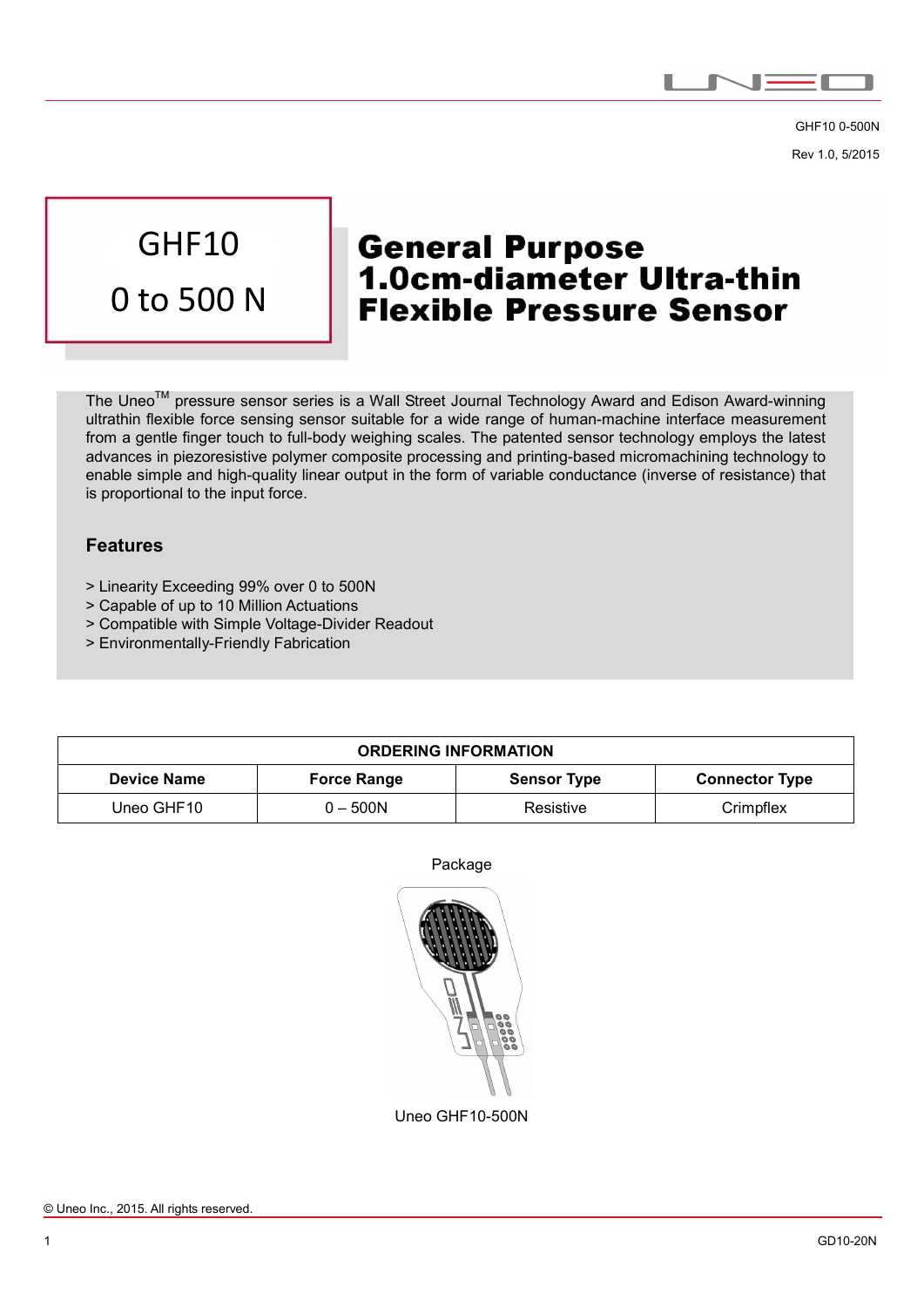GHF10 0-500N

Rev 1.0, 5/2015

# GHF10

# 0 to 500 N

# General Purpose 1.0cm-diameter Ultra-thin Flexible Pressure Sensor

The Uneo™ pressure sensor series is a Wall Street Journal Technology Award and Edison Award-winning ultrathin flexible force sensing sensor suitable for a wide range of human-machine interface measurement from a gentle finger touch to full-body weighing scales. The patented sensor technology employs the latest advances in piezoresistive polymer composite processing and printing-based micromachining technology to enable simple and high-quality linear output in the form of variable conductance (inverse of resistance) that is proportional to the input force.

## Features

> Linearity Exceeding 99% over 0 to 500N
> Capable of up to 10 Million Actuations
> Compatible with Simple Voltage-Divider Readout
> Environmentally-Friendly Fabrication

| ORDERING INFORMATION | | | |
|---|---|---|---|
| **Device Name** | **Force Range** | **Sensor Type** | **Connector Type** |
| Uneo GHF10 | 0 – 500N | Resistive | Crimpflex |

Package

Uneo GHF10-500N

© Uneo Inc., 2015. All rights reserved.

GD10-20N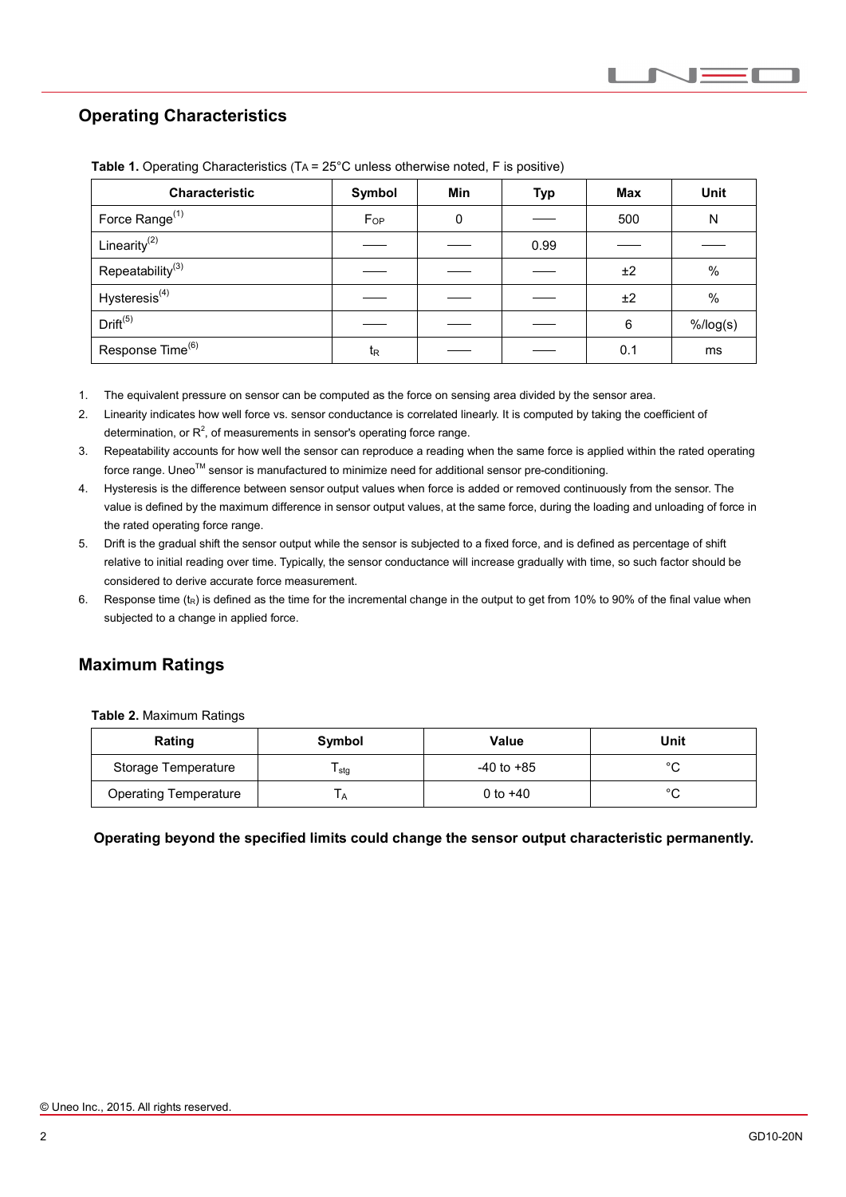## Operating Characteristics

**Table 1.** Operating Characteristics ($T_A$ = 25°C unless otherwise noted, F is positive)

| Characteristic | Symbol | Min | Typ | Max | Unit |
|---|---|---|---|---|---|
| Force Range[(1)] | $F_{OP}$ | 0 | —— | 500 | N |
| Linearity[(2)] | —— | —— | 0.99 | —— | —— |
| Repeatability[(3)] | —— | —— | —— | ±2 | % |
| Hysteresis[(4)] | —— | —— | —— | ±2 | % |
| Drift[(5)] | —— | —— | —— | 6 | %/log(s) |
| Response Time[(6)] | $t_R$ | —— | —— | 0.1 | ms |

1. The equivalent pressure on sensor can be computed as the force on sensing area divided by the sensor area.
2. Linearity indicates how well force vs. sensor conductance is correlated linearly. It is computed by taking the coefficient of determination, or $R^2$, of measurements in sensor's operating force range.
3. Repeatability accounts for how well the sensor can reproduce a reading when the same force is applied within the rated operating force range. Uneo™ sensor is manufactured to minimize need for additional sensor pre-conditioning.
4. Hysteresis is the difference between sensor output values when force is added or removed continuously from the sensor. The value is defined by the maximum difference in sensor output values, at the same force, during the loading and unloading of force in the rated operating force range.
5. Drift is the gradual shift the sensor output while the sensor is subjected to a fixed force, and is defined as percentage of shift relative to initial reading over time. Typically, the sensor conductance will increase gradually with time, so such factor should be considered to derive accurate force measurement.
6. Response time ($t_R$) is defined as the time for the incremental change in the output to get from 10% to 90% of the final value when subjected to a change in applied force.

## Maximum Ratings

**Table 2.** Maximum Ratings

| Rating | Symbol | Value | Unit |
|---|---|---|---|
| Storage Temperature | $T_{stg}$ | -40 to +85 | °C |
| Operating Temperature | $T_A$ | 0 to +40 | °C |

**Operating beyond the specified limits could change the sensor output characteristic permanently.**

© Uneo Inc., 2015. All rights reserved.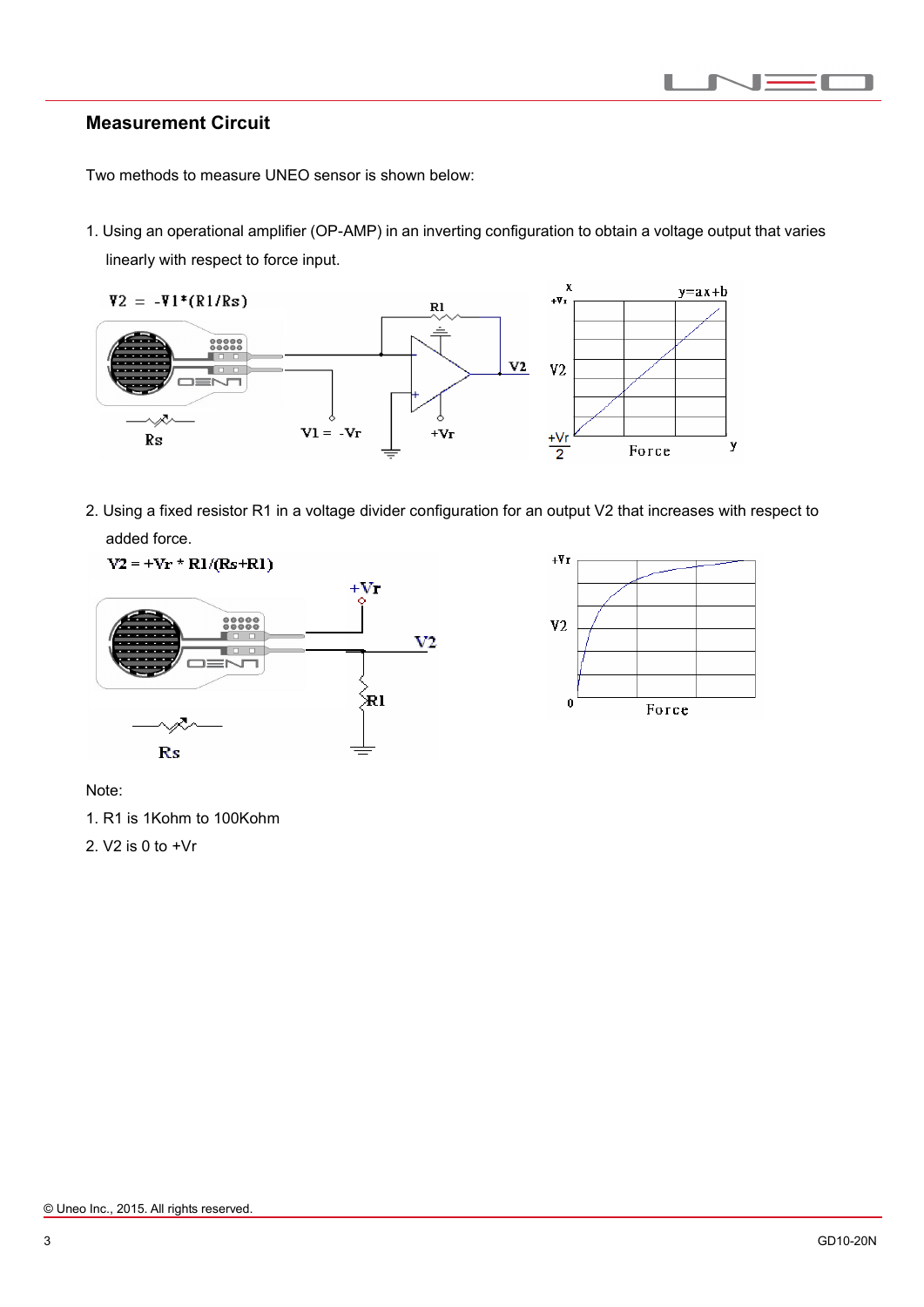## Measurement Circuit

Two methods to measure UNEO sensor is shown below:

1. Using an operational amplifier (OP-AMP) in an inverting configuration to obtain a voltage output that varies linearly with respect to force input.

$V2 = -V1*(R1/Rs)$

2. Using a fixed resistor R1 in a voltage divider configuration for an output V2 that increases with respect to added force.

$V2 = +Vr * R1/(Rs+R1)$

Note:

1. R1 is 1Kohm to 100Kohm
2. V2 is 0 to +Vr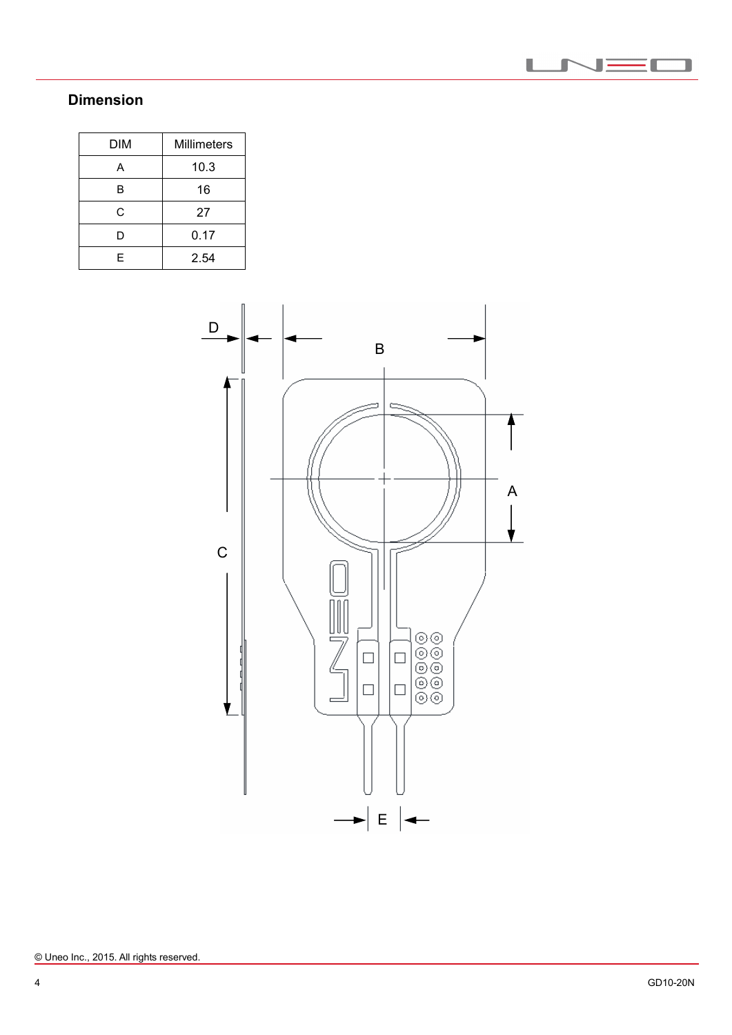## Dimension

| DIM | Millimeters |
| --- | --- |
| A | 10.3 |
| B | 16 |
| C | 27 |
| D | 0.17 |
| E | 2.54 |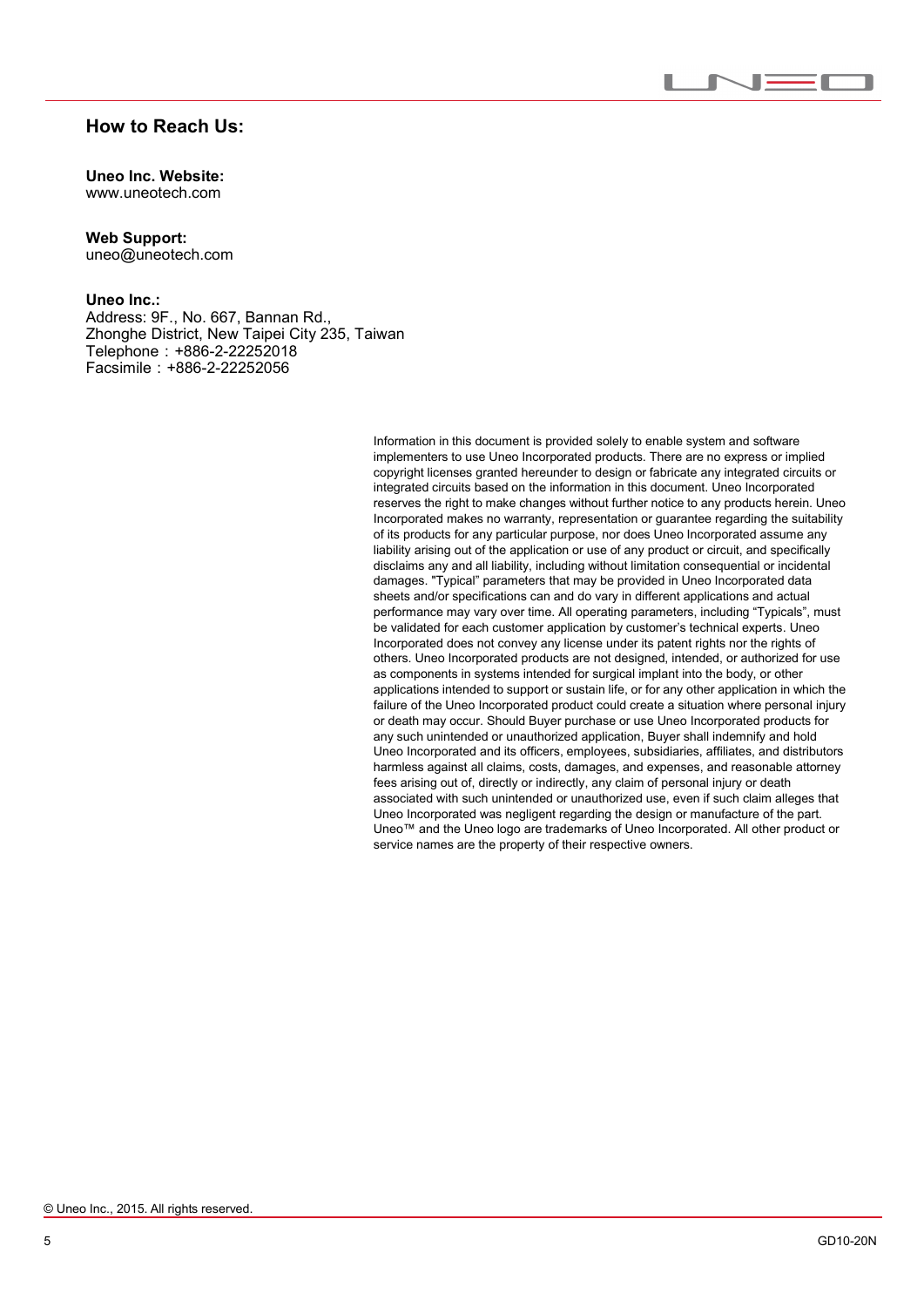## How to Reach Us:

**Uneo Inc. Website:**
www.uneotech.com

**Web Support:**
uneo@uneotech.com

**Uneo Inc.:**
Address: 9F., No. 667, Bannan Rd.,
Zhonghe District, New Taipei City 235, Taiwan
Telephone：+886-2-22252018
Facsimile：+886-2-22252056

Information in this document is provided solely to enable system and software implementers to use Uneo Incorporated products. There are no express or implied copyright licenses granted hereunder to design or fabricate any integrated circuits or integrated circuits based on the information in this document. Uneo Incorporated reserves the right to make changes without further notice to any products herein. Uneo Incorporated makes no warranty, representation or guarantee regarding the suitability of its products for any particular purpose, nor does Uneo Incorporated assume any liability arising out of the application or use of any product or circuit, and specifically disclaims any and all liability, including without limitation consequential or incidental damages. "Typical" parameters that may be provided in Uneo Incorporated data sheets and/or specifications can and do vary in different applications and actual performance may vary over time. All operating parameters, including "Typicals", must be validated for each customer application by customer's technical experts. Uneo Incorporated does not convey any license under its patent rights nor the rights of others. Uneo Incorporated products are not designed, intended, or authorized for use as components in systems intended for surgical implant into the body, or other applications intended to support or sustain life, or for any other application in which the failure of the Uneo Incorporated product could create a situation where personal injury or death may occur. Should Buyer purchase or use Uneo Incorporated products for any such unintended or unauthorized application, Buyer shall indemnify and hold Uneo Incorporated and its officers, employees, subsidiaries, affiliates, and distributors harmless against all claims, costs, damages, and expenses, and reasonable attorney fees arising out of, directly or indirectly, any claim of personal injury or death associated with such unintended or unauthorized use, even if such claim alleges that Uneo Incorporated was negligent regarding the design or manufacture of the part. Uneo™ and the Uneo logo are trademarks of Uneo Incorporated. All other product or service names are the property of their respective owners.

© Uneo Inc., 2015. All rights reserved.